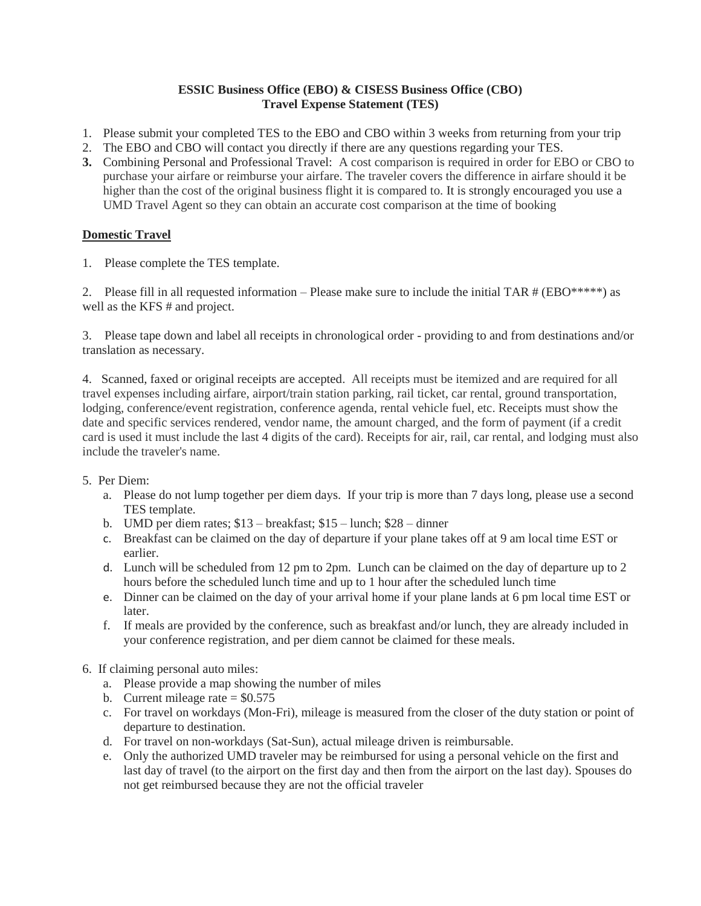**ESSIC Business Office (EBO) & CISESS Business Office (CBO)**
**Travel Expense Statement (TES)**

1. Please submit your completed TES to the EBO and CBO within 3 weeks from returning from your trip
2. The EBO and CBO will contact you directly if there are any questions regarding your TES.
3. Combining Personal and Professional Travel: A cost comparison is required in order for EBO or CBO to purchase your airfare or reimburse your airfare. The traveler covers the difference in airfare should it be higher than the cost of the original business flight it is compared to. It is strongly encouraged you use a UMD Travel Agent so they can obtain an accurate cost comparison at the time of booking

**Domestic Travel**

1. Please complete the TES template.

2. Please fill in all requested information – Please make sure to include the initial TAR # (EBO*****) as well as the KFS # and project.

3. Please tape down and label all receipts in chronological order - providing to and from destinations and/or translation as necessary.

4. Scanned, faxed or original receipts are accepted. All receipts must be itemized and are required for all travel expenses including airfare, airport/train station parking, rail ticket, car rental, ground transportation, lodging, conference/event registration, conference agenda, rental vehicle fuel, etc. Receipts must show the date and specific services rendered, vendor name, the amount charged, and the form of payment (if a credit card is used it must include the last 4 digits of the card). Receipts for air, rail, car rental, and lodging must also include the traveler's name.

5. Per Diem:
   a. Please do not lump together per diem days. If your trip is more than 7 days long, please use a second TES template.
   b. UMD per diem rates; $13 – breakfast; $15 – lunch; $28 – dinner
   c. Breakfast can be claimed on the day of departure if your plane takes off at 9 am local time EST or earlier.
   d. Lunch will be scheduled from 12 pm to 2pm. Lunch can be claimed on the day of departure up to 2 hours before the scheduled lunch time and up to 1 hour after the scheduled lunch time
   e. Dinner can be claimed on the day of your arrival home if your plane lands at 6 pm local time EST or later.
   f. If meals are provided by the conference, such as breakfast and/or lunch, they are already included in your conference registration, and per diem cannot be claimed for these meals.

6. If claiming personal auto miles:
   a. Please provide a map showing the number of miles
   b. Current mileage rate = $0.575
   c. For travel on workdays (Mon-Fri), mileage is measured from the closer of the duty station or point of departure to destination.
   d. For travel on non-workdays (Sat-Sun), actual mileage driven is reimbursable.
   e. Only the authorized UMD traveler may be reimbursed for using a personal vehicle on the first and last day of travel (to the airport on the first day and then from the airport on the last day). Spouses do not get reimbursed because they are not the official traveler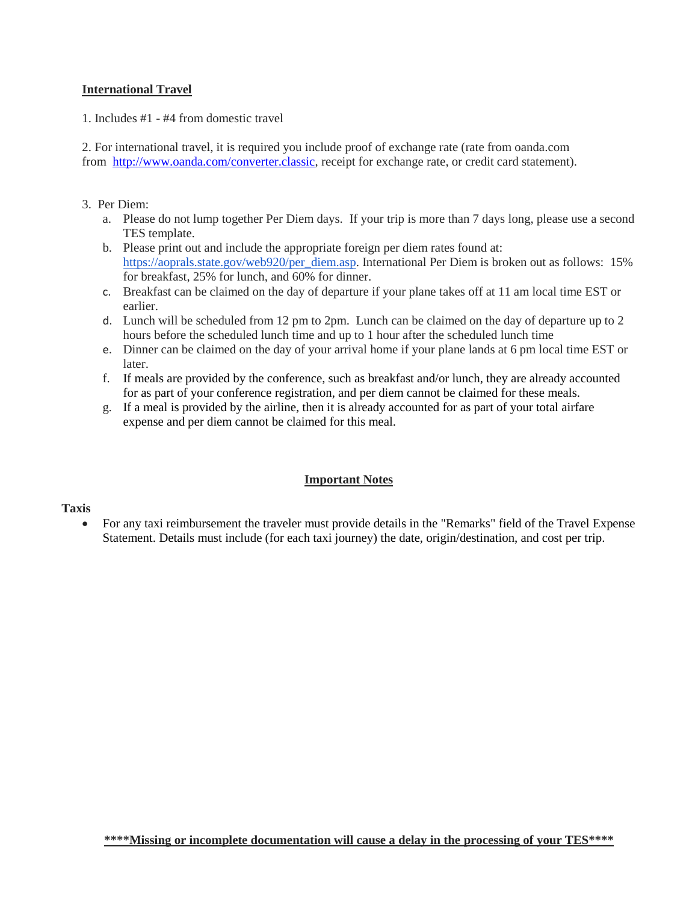**International Travel**

1. Includes #1 - #4 from domestic travel

2. For international travel, it is required you include proof of exchange rate (rate from oanda.com from [http://www.oanda.com/converter.classic](http://www.oanda.com/converter.classic), receipt for exchange rate, or credit card statement).

3. Per Diem:
   a. Please do not lump together Per Diem days. If your trip is more than 7 days long, please use a second TES template.
   b. Please print out and include the appropriate foreign per diem rates found at: [https://aoprals.state.gov/web920/per_diem.asp](https://aoprals.state.gov/web920/per_diem.asp). International Per Diem is broken out as follows: 15% for breakfast, 25% for lunch, and 60% for dinner.
   c. Breakfast can be claimed on the day of departure if your plane takes off at 11 am local time EST or earlier.
   d. Lunch will be scheduled from 12 pm to 2pm. Lunch can be claimed on the day of departure up to 2 hours before the scheduled lunch time and up to 1 hour after the scheduled lunch time
   e. Dinner can be claimed on the day of your arrival home if your plane lands at 6 pm local time EST or later.
   f. If meals are provided by the conference, such as breakfast and/or lunch, they are already accounted for as part of your conference registration, and per diem cannot be claimed for these meals.
   g. If a meal is provided by the airline, then it is already accounted for as part of your total airfare expense and per diem cannot be claimed for this meal.

**Important Notes**

**Taxis**

- For any taxi reimbursement the traveler must provide details in the "Remarks" field of the Travel Expense Statement. Details must include (for each taxi journey) the date, origin/destination, and cost per trip.

**\*\*\*\*Missing or incomplete documentation will cause a delay in the processing of your TES\*\*\*\***